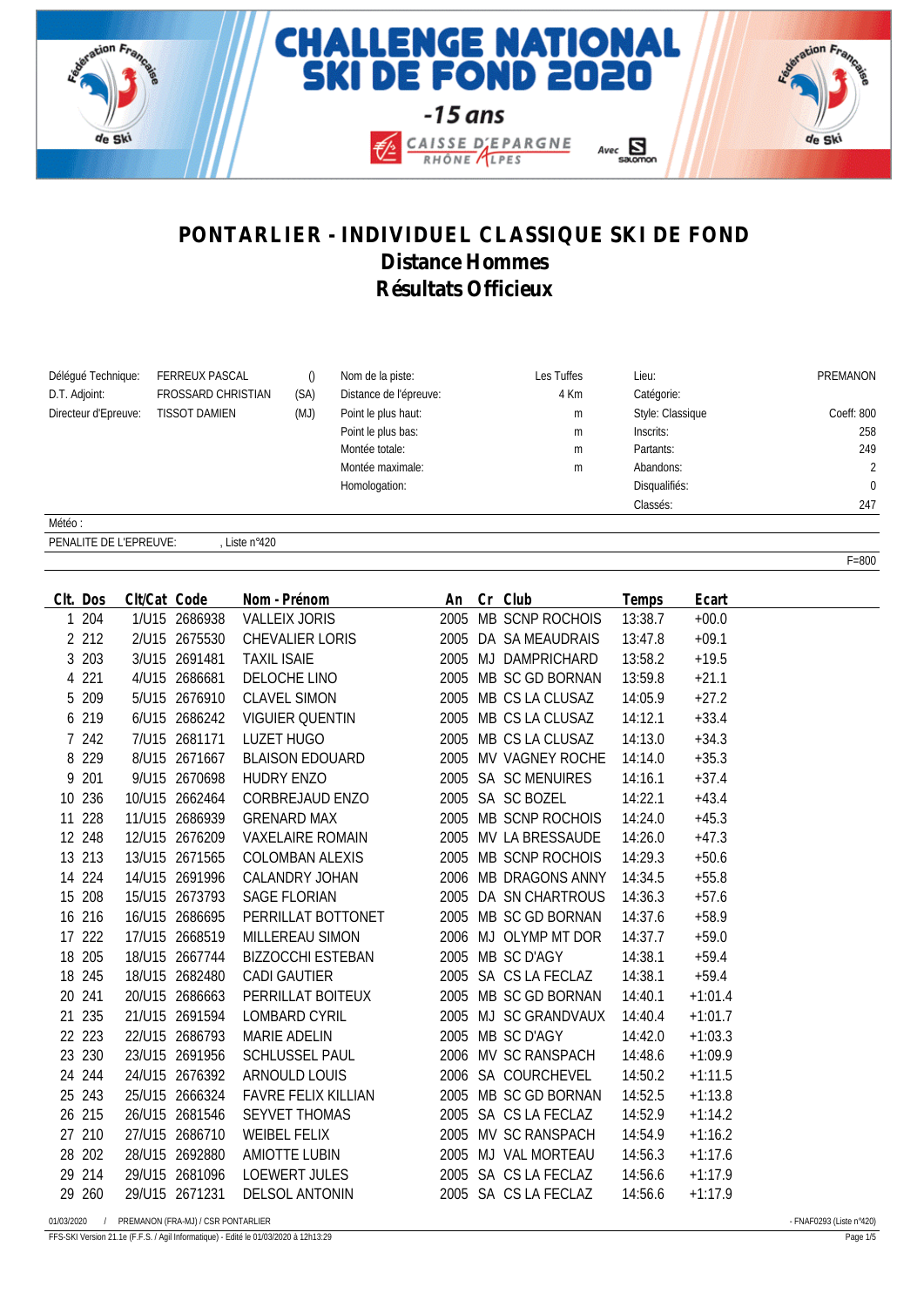# CHALLENGE NATIONAL SKI DE FOND 2020

-15 ans

CAISSE D'EPARGNE RHÔNE ALPES — Avec Salomon

## PONTARLIER - INDIVIDUEL CLASSIQUE SKI DE FOND

### Distance Hommes

### Résultats Officieux

| | | | | | | |
|---|---|---|---|---|---|---|
| Délégué Technique: | FERREUX PASCAL | () | Nom de la piste: | Les Tuffes | Lieu: | PREMANON |
| D.T. Adjoint: | FROSSARD CHRISTIAN | (SA) | Distance de l'épreuve: | 4 Km | Catégorie: | |
| Directeur d'Epreuve: | TISSOT DAMIEN | (MJ) | Point le plus haut: | m | Style: Classique | Coeff: 800 |
| | | | Point le plus bas: | m | Inscrits: | 258 |
| | | | Montée totale: | m | Partants: | 249 |
| | | | Montée maximale: | m | Abandons: | 2 |
| | | | Homologation: | | Disqualifiés: | 0 |
| | | | | | Classés: | 247 |

Météo :

PENALITE DE L'EPREUVE: , Liste n°420

F=800

| Clt. | Dos | Clt/Cat | Code | Nom - Prénom | An | Cr | Club | Temps | Ecart |
|---|---|---|---|---|---|---|---|---|---|
| 1 | 204 | 1/U15 | 2686938 | VALLEIX JORIS | 2005 | MB | SCNP ROCHOIS | 13:38.7 | +00.0 |
| 2 | 212 | 2/U15 | 2675530 | CHEVALIER LORIS | 2005 | DA | SA MEAUDRAIS | 13:47.8 | +09.1 |
| 3 | 203 | 3/U15 | 2691481 | TAXIL ISAIE | 2005 | MJ | DAMPRICHARD | 13:58.2 | +19.5 |
| 4 | 221 | 4/U15 | 2686681 | DELOCHE LINO | 2005 | MB | SC GD BORNAN | 13:59.8 | +21.1 |
| 5 | 209 | 5/U15 | 2676910 | CLAVEL SIMON | 2005 | MB | CS LA CLUSAZ | 14:05.9 | +27.2 |
| 6 | 219 | 6/U15 | 2686242 | VIGUIER QUENTIN | 2005 | MB | CS LA CLUSAZ | 14:12.1 | +33.4 |
| 7 | 242 | 7/U15 | 2681171 | LUZET HUGO | 2005 | MB | CS LA CLUSAZ | 14:13.0 | +34.3 |
| 8 | 229 | 8/U15 | 2671667 | BLAISON EDOUARD | 2005 | MV | VAGNEY ROCHE | 14:14.0 | +35.3 |
| 9 | 201 | 9/U15 | 2670698 | HUDRY ENZO | 2005 | SA | SC MENUIRES | 14:16.1 | +37.4 |
| 10 | 236 | 10/U15 | 2662464 | CORBREJAUD ENZO | 2005 | SA | SC BOZEL | 14:22.1 | +43.4 |
| 11 | 228 | 11/U15 | 2686939 | GRENARD MAX | 2005 | MB | SCNP ROCHOIS | 14:24.0 | +45.3 |
| 12 | 248 | 12/U15 | 2676209 | VAXELAIRE ROMAIN | 2005 | MV | LA BRESSAUDE | 14:26.0 | +47.3 |
| 13 | 213 | 13/U15 | 2671565 | COLOMBAN ALEXIS | 2005 | MB | SCNP ROCHOIS | 14:29.3 | +50.6 |
| 14 | 224 | 14/U15 | 2691996 | CALANDRY JOHAN | 2006 | MB | DRAGONS ANNY | 14:34.5 | +55.8 |
| 15 | 208 | 15/U15 | 2673793 | SAGE FLORIAN | 2005 | DA | SN CHARTROUS | 14:36.3 | +57.6 |
| 16 | 216 | 16/U15 | 2686695 | PERRILLAT BOTTONET | 2005 | MB | SC GD BORNAN | 14:37.6 | +58.9 |
| 17 | 222 | 17/U15 | 2668519 | MILLEREAU SIMON | 2006 | MJ | OLYMP MT DOR | 14:37.7 | +59.0 |
| 18 | 205 | 18/U15 | 2667744 | BIZZOCCHI ESTEBAN | 2005 | MB | SC D'AGY | 14:38.1 | +59.4 |
| 18 | 245 | 18/U15 | 2682480 | CADI GAUTIER | 2005 | SA | CS LA FECLAZ | 14:38.1 | +59.4 |
| 20 | 241 | 20/U15 | 2686663 | PERRILLAT BOITEUX | 2005 | MB | SC GD BORNAN | 14:40.1 | +1:01.4 |
| 21 | 235 | 21/U15 | 2691594 | LOMBARD CYRIL | 2005 | MJ | SC GRANDVAUX | 14:40.4 | +1:01.7 |
| 22 | 223 | 22/U15 | 2686793 | MARIE ADELIN | 2005 | MB | SC D'AGY | 14:42.0 | +1:03.3 |
| 23 | 230 | 23/U15 | 2691956 | SCHLUSSEL PAUL | 2006 | MV | SC RANSPACH | 14:48.6 | +1:09.9 |
| 24 | 244 | 24/U15 | 2676392 | ARNOULD LOUIS | 2006 | SA | COURCHEVEL | 14:50.2 | +1:11.5 |
| 25 | 243 | 25/U15 | 2666324 | FAVRE FELIX KILLIAN | 2005 | MB | SC GD BORNAN | 14:52.5 | +1:13.8 |
| 26 | 215 | 26/U15 | 2681546 | SEYVET THOMAS | 2005 | SA | CS LA FECLAZ | 14:52.9 | +1:14.2 |
| 27 | 210 | 27/U15 | 2686710 | WEIBEL FELIX | 2005 | MV | SC RANSPACH | 14:54.9 | +1:16.2 |
| 28 | 202 | 28/U15 | 2692880 | AMIOTTE LUBIN | 2005 | MJ | VAL MORTEAU | 14:56.3 | +1:17.6 |
| 29 | 214 | 29/U15 | 2681096 | LOEWERT JULES | 2005 | SA | CS LA FECLAZ | 14:56.6 | +1:17.9 |
| 29 | 260 | 29/U15 | 2671231 | DELSOL ANTONIN | 2005 | SA | CS LA FECLAZ | 14:56.6 | +1:17.9 |

01/03/2020 / PREMANON (FRA-MJ) / CSR PONTARLIER - FNAF0293 (Liste n°420)

FFS-SKI Version 21.1e (F.F.S. / Agil Informatique) - Edité le 01/03/2020 à 12h13:29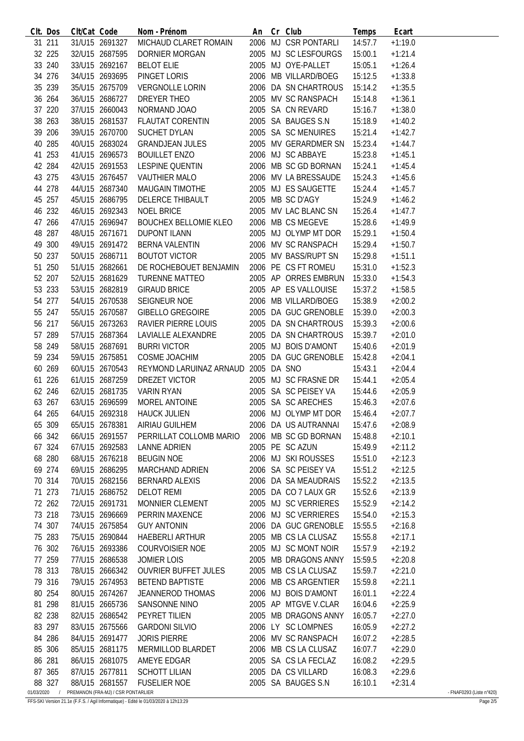| Clt. | Dos | Clt/Cat | Code | Nom - Prénom | An | Cr | Club | Temps | Ecart |
|---|---|---|---|---|---|---|---|---|---|
| 31 | 211 | 31/U15 | 2691327 | MICHAUD CLARET ROMAIN | 2006 | MJ | CSR PONTARLI | 14:57.7 | +1:19.0 |
| 32 | 225 | 32/U15 | 2687595 | DORNIER MORGAN | 2005 | MJ | SC LESFOURGS | 15:00.1 | +1:21.4 |
| 33 | 240 | 33/U15 | 2692167 | BELOT ELIE | 2005 | MJ | OYE-PALLET | 15:05.1 | +1:26.4 |
| 34 | 276 | 34/U15 | 2693695 | PINGET LORIS | 2006 | MB | VILLARD/BOEG | 15:12.5 | +1:33.8 |
| 35 | 239 | 35/U15 | 2675709 | VERGNOLLE LORIN | 2006 | DA | SN CHARTROUS | 15:14.2 | +1:35.5 |
| 36 | 264 | 36/U15 | 2686727 | DREYER THEO | 2005 | MV | SC RANSPACH | 15:14.8 | +1:36.1 |
| 37 | 220 | 37/U15 | 2660043 | NORMAND JOAO | 2005 | SA | CN REVARD | 15:16.7 | +1:38.0 |
| 38 | 263 | 38/U15 | 2681537 | FLAUTAT CORENTIN | 2005 | SA | BAUGES S.N | 15:18.9 | +1:40.2 |
| 39 | 206 | 39/U15 | 2670700 | SUCHET DYLAN | 2005 | SA | SC MENUIRES | 15:21.4 | +1:42.7 |
| 40 | 285 | 40/U15 | 2683024 | GRANDJEAN JULES | 2005 | MV | GERARDMER SN | 15:23.4 | +1:44.7 |
| 41 | 253 | 41/U15 | 2696573 | BOUILLET ENZO | 2006 | MJ | SC ABBAYE | 15:23.8 | +1:45.1 |
| 42 | 284 | 42/U15 | 2691553 | LESPINE QUENTIN | 2006 | MB | SC GD BORNAN | 15:24.1 | +1:45.4 |
| 43 | 275 | 43/U15 | 2676457 | VAUTHIER MALO | 2006 | MV | LA BRESSAUDE | 15:24.3 | +1:45.6 |
| 44 | 278 | 44/U15 | 2687340 | MAUGAIN TIMOTHE | 2005 | MJ | ES SAUGETTE | 15:24.4 | +1:45.7 |
| 45 | 257 | 45/U15 | 2686795 | DELERCE THIBAULT | 2005 | MB | SC D'AGY | 15:24.9 | +1:46.2 |
| 46 | 232 | 46/U15 | 2692343 | NOEL BRICE | 2005 | MV | LAC BLANC SN | 15:26.4 | +1:47.7 |
| 47 | 266 | 47/U15 | 2696947 | BOUCHEX BELLOMIE KLEO | 2006 | MB | CS MEGEVE | 15:28.6 | +1:49.9 |
| 48 | 287 | 48/U15 | 2671671 | DUPONT ILANN | 2005 | MJ | OLYMP MT DOR | 15:29.1 | +1:50.4 |
| 49 | 300 | 49/U15 | 2691472 | BERNA VALENTIN | 2006 | MV | SC RANSPACH | 15:29.4 | +1:50.7 |
| 50 | 237 | 50/U15 | 2686711 | BOUTOT VICTOR | 2005 | MV | BASS/RUPT SN | 15:29.8 | +1:51.1 |
| 51 | 250 | 51/U15 | 2682661 | DE ROCHEBOUET BENJAMIN | 2006 | PE | CS FT ROMEU | 15:31.0 | +1:52.3 |
| 52 | 207 | 52/U15 | 2681629 | TURENNE MATTEO | 2005 | AP | ORRES EMBRUN | 15:33.0 | +1:54.3 |
| 53 | 233 | 53/U15 | 2682819 | GIRAUD BRICE | 2005 | AP | ES VALLOUISE | 15:37.2 | +1:58.5 |
| 54 | 277 | 54/U15 | 2670538 | SEIGNEUR NOE | 2006 | MB | VILLARD/BOEG | 15:38.9 | +2:00.2 |
| 55 | 247 | 55/U15 | 2670587 | GIBELLO GREGOIRE | 2005 | DA | GUC GRENOBLE | 15:39.0 | +2:00.3 |
| 56 | 217 | 56/U15 | 2673263 | RAVIER PIERRE LOUIS | 2005 | DA | SN CHARTROUS | 15:39.3 | +2:00.6 |
| 57 | 289 | 57/U15 | 2687364 | LAVIALLE ALEXANDRE | 2005 | DA | SN CHARTROUS | 15:39.7 | +2:01.0 |
| 58 | 249 | 58/U15 | 2687691 | BURRI VICTOR | 2005 | MJ | BOIS D'AMONT | 15:40.6 | +2:01.9 |
| 59 | 234 | 59/U15 | 2675851 | COSME JOACHIM | 2005 | DA | GUC GRENOBLE | 15:42.8 | +2:04.1 |
| 60 | 269 | 60/U15 | 2670543 | REYMOND LARUINAZ ARNAUD | 2005 | DA | SNO | 15:43.1 | +2:04.4 |
| 61 | 226 | 61/U15 | 2687259 | DREZET VICTOR | 2005 | MJ | SC FRASNE DR | 15:44.1 | +2:05.4 |
| 62 | 246 | 62/U15 | 2681735 | VARIN RYAN | 2005 | SA | SC PEISEY VA | 15:44.6 | +2:05.9 |
| 63 | 267 | 63/U15 | 2696599 | MOREL ANTOINE | 2005 | SA | SC ARECHES | 15:46.3 | +2:07.6 |
| 64 | 265 | 64/U15 | 2692318 | HAUCK JULIEN | 2006 | MJ | OLYMP MT DOR | 15:46.4 | +2:07.7 |
| 65 | 309 | 65/U15 | 2678381 | AIRIAU GUILHEM | 2006 | DA | US AUTRANNAI | 15:47.6 | +2:08.9 |
| 66 | 342 | 66/U15 | 2691557 | PERRILLAT COLLOMB MARIO | 2006 | MB | SC GD BORNAN | 15:48.8 | +2:10.1 |
| 67 | 324 | 67/U15 | 2692583 | LANNE ADRIEN | 2005 | PE | SC AZUN | 15:49.9 | +2:11.2 |
| 68 | 280 | 68/U15 | 2676218 | BEUGIN NOE | 2006 | MJ | SKI ROUSSES | 15:51.0 | +2:12.3 |
| 69 | 274 | 69/U15 | 2686295 | MARCHAND ADRIEN | 2006 | SA | SC PEISEY VA | 15:51.2 | +2:12.5 |
| 70 | 314 | 70/U15 | 2682156 | BERNARD ALEXIS | 2006 | DA | SA MEAUDRAIS | 15:52.2 | +2:13.5 |
| 71 | 273 | 71/U15 | 2686752 | DELOT REMI | 2005 | DA | CO 7 LAUX GR | 15:52.6 | +2:13.9 |
| 72 | 262 | 72/U15 | 2691731 | MONNIER CLEMENT | 2005 | MJ | SC VERRIERES | 15:52.9 | +2:14.2 |
| 73 | 218 | 73/U15 | 2696669 | PERRIN MAXENCE | 2006 | MJ | SC VERRIERES | 15:54.0 | +2:15.3 |
| 74 | 307 | 74/U15 | 2675854 | GUY ANTONIN | 2006 | DA | GUC GRENOBLE | 15:55.5 | +2:16.8 |
| 75 | 283 | 75/U15 | 2690844 | HAEBERLI ARTHUR | 2005 | MB | CS LA CLUSAZ | 15:55.8 | +2:17.1 |
| 76 | 302 | 76/U15 | 2693386 | COURVOISIER NOE | 2005 | MJ | SC MONT NOIR | 15:57.9 | +2:19.2 |
| 77 | 259 | 77/U15 | 2686538 | JOMIER LOIS | 2005 | MB | DRAGONS ANNY | 15:59.5 | +2:20.8 |
| 78 | 313 | 78/U15 | 2666342 | OUVRIER BUFFET JULES | 2005 | MB | CS LA CLUSAZ | 15:59.7 | +2:21.0 |
| 79 | 316 | 79/U15 | 2674953 | BETEND BAPTISTE | 2006 | MB | CS ARGENTIER | 15:59.8 | +2:21.1 |
| 80 | 254 | 80/U15 | 2674267 | JEANNEROD THOMAS | 2006 | MJ | BOIS D'AMONT | 16:01.1 | +2:22.4 |
| 81 | 298 | 81/U15 | 2665736 | SANSONNE NINO | 2005 | AP | MTGVE V.CLAR | 16:04.6 | +2:25.9 |
| 82 | 238 | 82/U15 | 2686542 | PEYRET TILIEN | 2005 | MB | DRAGONS ANNY | 16:05.7 | +2:27.0 |
| 83 | 297 | 83/U15 | 2675566 | GARDONI SILVIO | 2006 | LY | SC LOMPNES | 16:05.9 | +2:27.2 |
| 84 | 286 | 84/U15 | 2691477 | JORIS PIERRE | 2006 | MV | SC RANSPACH | 16:07.2 | +2:28.5 |
| 85 | 306 | 85/U15 | 2681175 | MERMILLOD BLARDET | 2006 | MB | CS LA CLUSAZ | 16:07.7 | +2:29.0 |
| 86 | 281 | 86/U15 | 2681075 | AMEYE EDGAR | 2005 | SA | CS LA FECLAZ | 16:08.2 | +2:29.5 |
| 87 | 365 | 87/U15 | 2677811 | SCHOTT LILIAN | 2005 | DA | CS VILLARD | 16:08.3 | +2:29.6 |
| 88 | 327 | 88/U15 | 2681557 | FUSELIER NOE | 2005 | SA | BAUGES S.N | 16:10.1 | +2:31.4 |

01/03/2020 / PREMANON (FRA-MJ) / CSR PONTARLIER - FNAF0293 (Liste n°420)

FFS-SKI Version 21.1e (F.F.S. / Agil Informatique) - Edité le 01/03/2020 à 12h13:29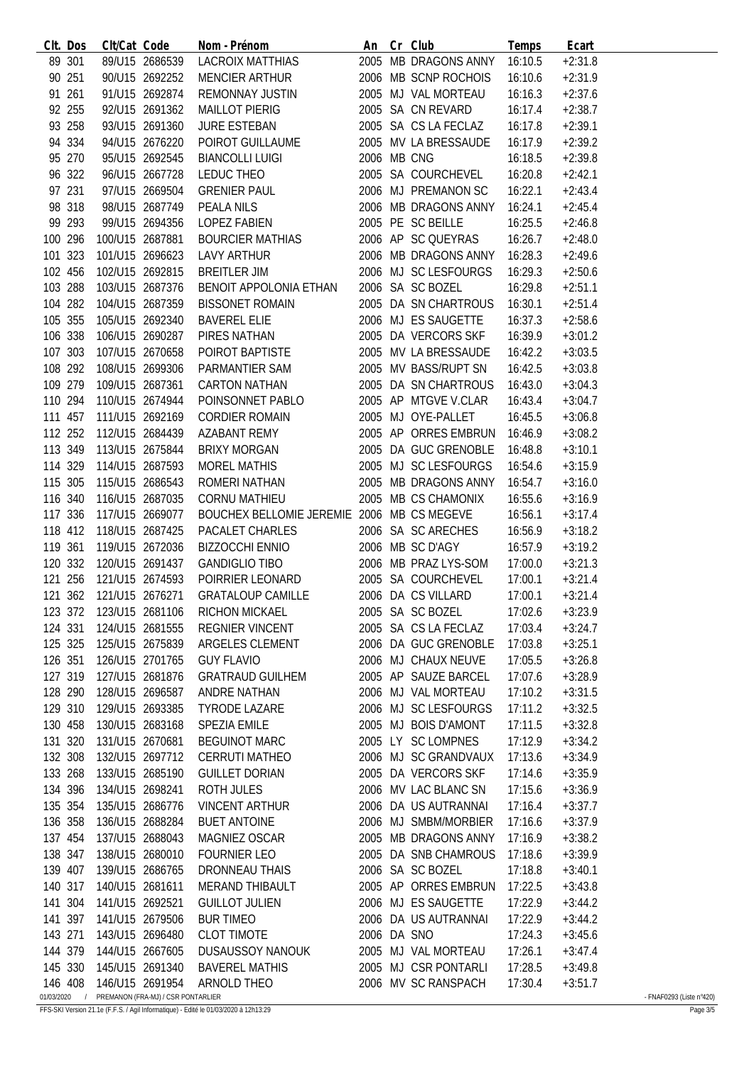| Clt. | Dos | Clt/Cat | Code | Nom - Prénom | An | Cr | Club | Temps | Ecart |
|---|---|---|---|---|---|---|---|---|---|
| 89 | 301 | 89/U15 | 2686539 | LACROIX MATTHIAS | 2005 | MB | DRAGONS ANNY | 16:10.5 | +2:31.8 |
| 90 | 251 | 90/U15 | 2692252 | MENCIER ARTHUR | 2006 | MB | SCNP ROCHOIS | 16:10.6 | +2:31.9 |
| 91 | 261 | 91/U15 | 2692874 | REMONNAY JUSTIN | 2005 | MJ | VAL MORTEAU | 16:16.3 | +2:37.6 |
| 92 | 255 | 92/U15 | 2691362 | MAILLOT PIERIG | 2005 | SA | CN REVARD | 16:17.4 | +2:38.7 |
| 93 | 258 | 93/U15 | 2691360 | JURE ESTEBAN | 2005 | SA | CS LA FECLAZ | 16:17.8 | +2:39.1 |
| 94 | 334 | 94/U15 | 2676220 | POIROT GUILLAUME | 2005 | MV | LA BRESSAUDE | 16:17.9 | +2:39.2 |
| 95 | 270 | 95/U15 | 2692545 | BIANCOLLI LUIGI | 2006 | MB | CNG | 16:18.5 | +2:39.8 |
| 96 | 322 | 96/U15 | 2667728 | LEDUC THEO | 2005 | SA | COURCHEVEL | 16:20.8 | +2:42.1 |
| 97 | 231 | 97/U15 | 2669504 | GRENIER PAUL | 2006 | MJ | PREMANON SC | 16:22.1 | +2:43.4 |
| 98 | 318 | 98/U15 | 2687749 | PEALA NILS | 2006 | MB | DRAGONS ANNY | 16:24.1 | +2:45.4 |
| 99 | 293 | 99/U15 | 2694356 | LOPEZ FABIEN | 2005 | PE | SC BEILLE | 16:25.5 | +2:46.8 |
| 100 | 296 | 100/U15 | 2687881 | BOURCIER MATHIAS | 2006 | AP | SC QUEYRAS | 16:26.7 | +2:48.0 |
| 101 | 323 | 101/U15 | 2696623 | LAVY ARTHUR | 2006 | MB | DRAGONS ANNY | 16:28.3 | +2:49.6 |
| 102 | 456 | 102/U15 | 2692815 | BREITLER JIM | 2006 | MJ | SC LESFOURGS | 16:29.3 | +2:50.6 |
| 103 | 288 | 103/U15 | 2687376 | BENOIT APPOLONIA ETHAN | 2006 | SA | SC BOZEL | 16:29.8 | +2:51.1 |
| 104 | 282 | 104/U15 | 2687359 | BISSONET ROMAIN | 2005 | DA | SN CHARTROUS | 16:30.1 | +2:51.4 |
| 105 | 355 | 105/U15 | 2692340 | BAVEREL ELIE | 2006 | MJ | ES SAUGETTE | 16:37.3 | +2:58.6 |
| 106 | 338 | 106/U15 | 2690287 | PIRES NATHAN | 2005 | DA | VERCORS SKF | 16:39.9 | +3:01.2 |
| 107 | 303 | 107/U15 | 2670658 | POIROT BAPTISTE | 2005 | MV | LA BRESSAUDE | 16:42.2 | +3:03.5 |
| 108 | 292 | 108/U15 | 2699306 | PARMANTIER SAM | 2005 | MV | BASS/RUPT SN | 16:42.5 | +3:03.8 |
| 109 | 279 | 109/U15 | 2687361 | CARTON NATHAN | 2005 | DA | SN CHARTROUS | 16:43.0 | +3:04.3 |
| 110 | 294 | 110/U15 | 2674944 | POINSONNET PABLO | 2005 | AP | MTGVE V.CLAR | 16:43.4 | +3:04.7 |
| 111 | 457 | 111/U15 | 2692169 | CORDIER ROMAIN | 2005 | MJ | OYE-PALLET | 16:45.5 | +3:06.8 |
| 112 | 252 | 112/U15 | 2684439 | AZABANT REMY | 2005 | AP | ORRES EMBRUN | 16:46.9 | +3:08.2 |
| 113 | 349 | 113/U15 | 2675844 | BRIXY MORGAN | 2005 | DA | GUC GRENOBLE | 16:48.8 | +3:10.1 |
| 114 | 329 | 114/U15 | 2687593 | MOREL MATHIS | 2005 | MJ | SC LESFOURGS | 16:54.6 | +3:15.9 |
| 115 | 305 | 115/U15 | 2686543 | ROMERI NATHAN | 2005 | MB | DRAGONS ANNY | 16:54.7 | +3:16.0 |
| 116 | 340 | 116/U15 | 2687035 | CORNU MATHIEU | 2005 | MB | CS CHAMONIX | 16:55.6 | +3:16.9 |
| 117 | 336 | 117/U15 | 2669077 | BOUCHEX BELLOMIE JEREMIE | 2006 | MB | CS MEGEVE | 16:56.1 | +3:17.4 |
| 118 | 412 | 118/U15 | 2687425 | PACALET CHARLES | 2006 | SA | SC ARECHES | 16:56.9 | +3:18.2 |
| 119 | 361 | 119/U15 | 2672036 | BIZZOCCHI ENNIO | 2006 | MB | SC D'AGY | 16:57.9 | +3:19.2 |
| 120 | 332 | 120/U15 | 2691437 | GANDIGLIO TIBO | 2006 | MB | PRAZ LYS-SOM | 17:00.0 | +3:21.3 |
| 121 | 256 | 121/U15 | 2674593 | POIRRIER LEONARD | 2005 | SA | COURCHEVEL | 17:00.1 | +3:21.4 |
| 121 | 362 | 121/U15 | 2676271 | GRATALOUP CAMILLE | 2006 | DA | CS VILLARD | 17:00.1 | +3:21.4 |
| 123 | 372 | 123/U15 | 2681106 | RICHON MICKAEL | 2005 | SA | SC BOZEL | 17:02.6 | +3:23.9 |
| 124 | 331 | 124/U15 | 2681555 | REGNIER VINCENT | 2005 | SA | CS LA FECLAZ | 17:03.4 | +3:24.7 |
| 125 | 325 | 125/U15 | 2675839 | ARGELES CLEMENT | 2006 | DA | GUC GRENOBLE | 17:03.8 | +3:25.1 |
| 126 | 351 | 126/U15 | 2701765 | GUY FLAVIO | 2006 | MJ | CHAUX NEUVE | 17:05.5 | +3:26.8 |
| 127 | 319 | 127/U15 | 2681876 | GRATRAUD GUILHEM | 2005 | AP | SAUZE BARCEL | 17:07.6 | +3:28.9 |
| 128 | 290 | 128/U15 | 2696587 | ANDRE NATHAN | 2006 | MJ | VAL MORTEAU | 17:10.2 | +3:31.5 |
| 129 | 310 | 129/U15 | 2693385 | TYRODE LAZARE | 2006 | MJ | SC LESFOURGS | 17:11.2 | +3:32.5 |
| 130 | 458 | 130/U15 | 2683168 | SPEZIA EMILE | 2005 | MJ | BOIS D'AMONT | 17:11.5 | +3:32.8 |
| 131 | 320 | 131/U15 | 2670681 | BEGUINOT MARC | 2005 | LY | SC LOMPNES | 17:12.9 | +3:34.2 |
| 132 | 308 | 132/U15 | 2697712 | CERRUTI MATHEO | 2006 | MJ | SC GRANDVAUX | 17:13.6 | +3:34.9 |
| 133 | 268 | 133/U15 | 2685190 | GUILLET DORIAN | 2005 | DA | VERCORS SKF | 17:14.6 | +3:35.9 |
| 134 | 396 | 134/U15 | 2698241 | ROTH JULES | 2006 | MV | LAC BLANC SN | 17:15.6 | +3:36.9 |
| 135 | 354 | 135/U15 | 2686776 | VINCENT ARTHUR | 2006 | DA | US AUTRANNAI | 17:16.4 | +3:37.7 |
| 136 | 358 | 136/U15 | 2688284 | BUET ANTOINE | 2006 | MJ | SMBM/MORBIER | 17:16.6 | +3:37.9 |
| 137 | 454 | 137/U15 | 2688043 | MAGNIEZ OSCAR | 2005 | MB | DRAGONS ANNY | 17:16.9 | +3:38.2 |
| 138 | 347 | 138/U15 | 2680010 | FOURNIER LEO | 2005 | DA | SNB CHAMROUS | 17:18.6 | +3:39.9 |
| 139 | 407 | 139/U15 | 2686765 | DRONNEAU THAIS | 2006 | SA | SC BOZEL | 17:18.8 | +3:40.1 |
| 140 | 317 | 140/U15 | 2681611 | MERAND THIBAULT | 2005 | AP | ORRES EMBRUN | 17:22.5 | +3:43.8 |
| 141 | 304 | 141/U15 | 2692521 | GUILLOT JULIEN | 2006 | MJ | ES SAUGETTE | 17:22.9 | +3:44.2 |
| 141 | 397 | 141/U15 | 2679506 | BUR TIMEO | 2006 | DA | US AUTRANNAI | 17:22.9 | +3:44.2 |
| 143 | 271 | 143/U15 | 2696480 | CLOT TIMOTE | 2006 | DA | SNO | 17:24.3 | +3:45.6 |
| 144 | 379 | 144/U15 | 2667605 | DUSAUSSOY NANOUK | 2005 | MJ | VAL MORTEAU | 17:26.1 | +3:47.4 |
| 145 | 330 | 145/U15 | 2691340 | BAVEREL MATHIS | 2005 | MJ | CSR PONTARLI | 17:28.5 | +3:49.8 |
| 146 | 408 | 146/U15 | 2691954 | ARNOLD THEO | 2006 | MV | SC RANSPACH | 17:30.4 | +3:51.7 |

01/03/2020 / PREMANON (FRA-MJ) / CSR PONTARLIER - FNAF0293 (Liste n°420)

FFS-SKI Version 21.1e (F.F.S. / Agil Informatique) - Edité le 01/03/2020 à 12h13:29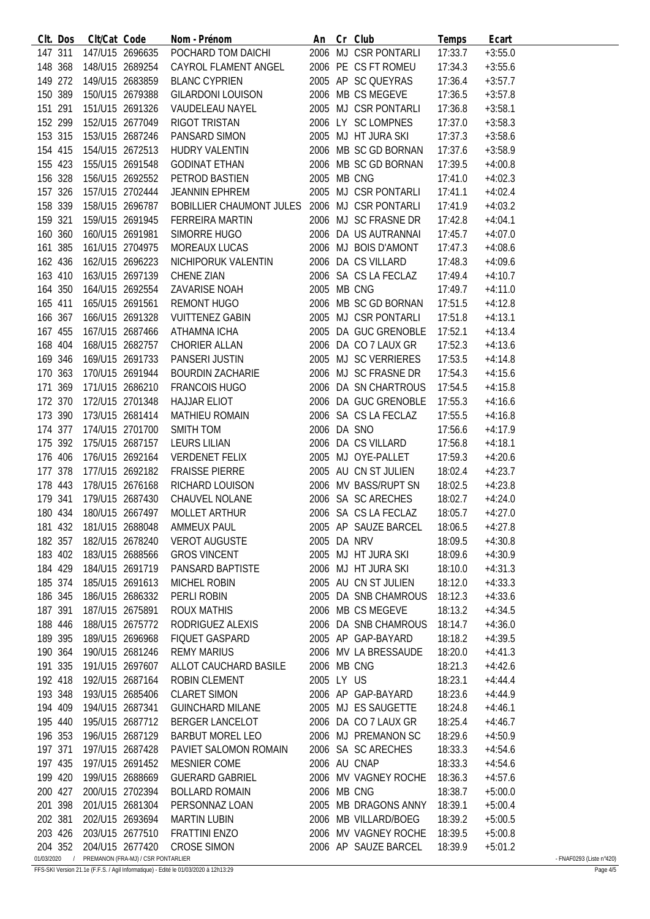| Clt. | Dos | Clt/Cat | Code | Nom - Prénom | An | Cr | Club | Temps | Ecart |
|---|---|---|---|---|---|---|---|---|---|
| 147 | 311 | 147/U15 | 2696635 | POCHARD TOM DAICHI | 2006 | MJ | CSR PONTARLI | 17:33.7 | +3:55.0 |
| 148 | 368 | 148/U15 | 2689254 | CAYROL FLAMENT ANGEL | 2006 | PE | CS FT ROMEU | 17:34.3 | +3:55.6 |
| 149 | 272 | 149/U15 | 2683859 | BLANC CYPRIEN | 2005 | AP | SC QUEYRAS | 17:36.4 | +3:57.7 |
| 150 | 389 | 150/U15 | 2679388 | GILARDONI LOUISON | 2006 | MB | CS MEGEVE | 17:36.5 | +3:57.8 |
| 151 | 291 | 151/U15 | 2691326 | VAUDELEAU NAYEL | 2005 | MJ | CSR PONTARLI | 17:36.8 | +3:58.1 |
| 152 | 299 | 152/U15 | 2677049 | RIGOT TRISTAN | 2006 | LY | SC LOMPNES | 17:37.0 | +3:58.3 |
| 153 | 315 | 153/U15 | 2687246 | PANSARD SIMON | 2005 | MJ | HT JURA SKI | 17:37.3 | +3:58.6 |
| 154 | 415 | 154/U15 | 2672513 | HUDRY VALENTIN | 2006 | MB | SC GD BORNAN | 17:37.6 | +3:58.9 |
| 155 | 423 | 155/U15 | 2691548 | GODINAT ETHAN | 2006 | MB | SC GD BORNAN | 17:39.5 | +4:00.8 |
| 156 | 328 | 156/U15 | 2692552 | PETROD BASTIEN | 2005 | MB | CNG | 17:41.0 | +4:02.3 |
| 157 | 326 | 157/U15 | 2702444 | JEANNIN EPHREM | 2005 | MJ | CSR PONTARLI | 17:41.1 | +4:02.4 |
| 158 | 339 | 158/U15 | 2696787 | BOBILLIER CHAUMONT JULES | 2006 | MJ | CSR PONTARLI | 17:41.9 | +4:03.2 |
| 159 | 321 | 159/U15 | 2691945 | FERREIRA MARTIN | 2006 | MJ | SC FRASNE DR | 17:42.8 | +4:04.1 |
| 160 | 360 | 160/U15 | 2691981 | SIMORRE HUGO | 2006 | DA | US AUTRANNAI | 17:45.7 | +4:07.0 |
| 161 | 385 | 161/U15 | 2704975 | MOREAUX LUCAS | 2006 | MJ | BOIS D'AMONT | 17:47.3 | +4:08.6 |
| 162 | 436 | 162/U15 | 2696223 | NICHIPORUK VALENTIN | 2006 | DA | CS VILLARD | 17:48.3 | +4:09.6 |
| 163 | 410 | 163/U15 | 2697139 | CHENE ZIAN | 2006 | SA | CS LA FECLAZ | 17:49.4 | +4:10.7 |
| 164 | 350 | 164/U15 | 2692554 | ZAVARISE NOAH | 2005 | MB | CNG | 17:49.7 | +4:11.0 |
| 165 | 411 | 165/U15 | 2691561 | REMONT HUGO | 2006 | MB | SC GD BORNAN | 17:51.5 | +4:12.8 |
| 166 | 367 | 166/U15 | 2691328 | VUITTENEZ GABIN | 2005 | MJ | CSR PONTARLI | 17:51.8 | +4:13.1 |
| 167 | 455 | 167/U15 | 2687466 | ATHAMNA ICHA | 2005 | DA | GUC GRENOBLE | 17:52.1 | +4:13.4 |
| 168 | 404 | 168/U15 | 2682757 | CHORIER ALLAN | 2006 | DA | CO 7 LAUX GR | 17:52.3 | +4:13.6 |
| 169 | 346 | 169/U15 | 2691733 | PANSERI JUSTIN | 2005 | MJ | SC VERRIERES | 17:53.5 | +4:14.8 |
| 170 | 363 | 170/U15 | 2691944 | BOURDIN ZACHARIE | 2006 | MJ | SC FRASNE DR | 17:54.3 | +4:15.6 |
| 171 | 369 | 171/U15 | 2686210 | FRANCOIS HUGO | 2006 | DA | SN CHARTROUS | 17:54.5 | +4:15.8 |
| 172 | 370 | 172/U15 | 2701348 | HAJJAR ELIOT | 2006 | DA | GUC GRENOBLE | 17:55.3 | +4:16.6 |
| 173 | 390 | 173/U15 | 2681414 | MATHIEU ROMAIN | 2006 | SA | CS LA FECLAZ | 17:55.5 | +4:16.8 |
| 174 | 377 | 174/U15 | 2701700 | SMITH TOM | 2006 | DA | SNO | 17:56.6 | +4:17.9 |
| 175 | 392 | 175/U15 | 2687157 | LEURS LILIAN | 2006 | DA | CS VILLARD | 17:56.8 | +4:18.1 |
| 176 | 406 | 176/U15 | 2692164 | VERDENET FELIX | 2005 | MJ | OYE-PALLET | 17:59.3 | +4:20.6 |
| 177 | 378 | 177/U15 | 2692182 | FRAISSE PIERRE | 2005 | AU | CN ST JULIEN | 18:02.4 | +4:23.7 |
| 178 | 443 | 178/U15 | 2676168 | RICHARD LOUISON | 2006 | MV | BASS/RUPT SN | 18:02.5 | +4:23.8 |
| 179 | 341 | 179/U15 | 2687430 | CHAUVEL NOLANE | 2006 | SA | SC ARECHES | 18:02.7 | +4:24.0 |
| 180 | 434 | 180/U15 | 2667497 | MOLLET ARTHUR | 2006 | SA | CS LA FECLAZ | 18:05.7 | +4:27.0 |
| 181 | 432 | 181/U15 | 2688048 | AMMEUX PAUL | 2005 | AP | SAUZE BARCEL | 18:06.5 | +4:27.8 |
| 182 | 357 | 182/U15 | 2678240 | VEROT AUGUSTE | 2005 | DA | NRV | 18:09.5 | +4:30.8 |
| 183 | 402 | 183/U15 | 2688566 | GROS VINCENT | 2005 | MJ | HT JURA SKI | 18:09.6 | +4:30.9 |
| 184 | 429 | 184/U15 | 2691719 | PANSARD BAPTISTE | 2006 | MJ | HT JURA SKI | 18:10.0 | +4:31.3 |
| 185 | 374 | 185/U15 | 2691613 | MICHEL ROBIN | 2005 | AU | CN ST JULIEN | 18:12.0 | +4:33.3 |
| 186 | 345 | 186/U15 | 2686332 | PERLI ROBIN | 2005 | DA | SNB CHAMROUS | 18:12.3 | +4:33.6 |
| 187 | 391 | 187/U15 | 2675891 | ROUX MATHIS | 2006 | MB | CS MEGEVE | 18:13.2 | +4:34.5 |
| 188 | 446 | 188/U15 | 2675772 | RODRIGUEZ ALEXIS | 2006 | DA | SNB CHAMROUS | 18:14.7 | +4:36.0 |
| 189 | 395 | 189/U15 | 2696968 | FIQUET GASPARD | 2005 | AP | GAP-BAYARD | 18:18.2 | +4:39.5 |
| 190 | 364 | 190/U15 | 2681246 | REMY MARIUS | 2006 | MV | LA BRESSAUDE | 18:20.0 | +4:41.3 |
| 191 | 335 | 191/U15 | 2697607 | ALLOT CAUCHARD BASILE | 2006 | MB | CNG | 18:21.3 | +4:42.6 |
| 192 | 418 | 192/U15 | 2687164 | ROBIN CLEMENT | 2005 | LY | US | 18:23.1 | +4:44.4 |
| 193 | 348 | 193/U15 | 2685406 | CLARET SIMON | 2006 | AP | GAP-BAYARD | 18:23.6 | +4:44.9 |
| 194 | 409 | 194/U15 | 2687341 | GUINCHARD MILANE | 2005 | MJ | ES SAUGETTE | 18:24.8 | +4:46.1 |
| 195 | 440 | 195/U15 | 2687712 | BERGER LANCELOT | 2006 | DA | CO 7 LAUX GR | 18:25.4 | +4:46.7 |
| 196 | 353 | 196/U15 | 2687129 | BARBUT MOREL LEO | 2006 | MJ | PREMANON SC | 18:29.6 | +4:50.9 |
| 197 | 371 | 197/U15 | 2687428 | PAVIET SALOMON ROMAIN | 2006 | SA | SC ARECHES | 18:33.3 | +4:54.6 |
| 197 | 435 | 197/U15 | 2691452 | MESNIER COME | 2006 | AU | CNAP | 18:33.3 | +4:54.6 |
| 199 | 420 | 199/U15 | 2688669 | GUERARD GABRIEL | 2006 | MV | VAGNEY ROCHE | 18:36.3 | +4:57.6 |
| 200 | 427 | 200/U15 | 2702394 | BOLLARD ROMAIN | 2006 | MB | CNG | 18:38.7 | +5:00.0 |
| 201 | 398 | 201/U15 | 2681304 | PERSONNAZ LOAN | 2005 | MB | DRAGONS ANNY | 18:39.1 | +5:00.4 |
| 202 | 381 | 202/U15 | 2693694 | MARTIN LUBIN | 2006 | MB | VILLARD/BOEG | 18:39.2 | +5:00.5 |
| 203 | 426 | 203/U15 | 2677510 | FRATTINI ENZO | 2006 | MV | VAGNEY ROCHE | 18:39.5 | +5:00.8 |
| 204 | 352 | 204/U15 | 2677420 | CROSE SIMON | 2006 | AP | SAUZE BARCEL | 18:39.9 | +5:01.2 |

01/03/2020 / PREMANON (FRA-MJ) / CSR PONTARLIER - FNAF0293 (Liste n°420)

FFS-SKI Version 21.1e (F.F.S. / Agil Informatique) - Edité le 01/03/2020 à 12h13:29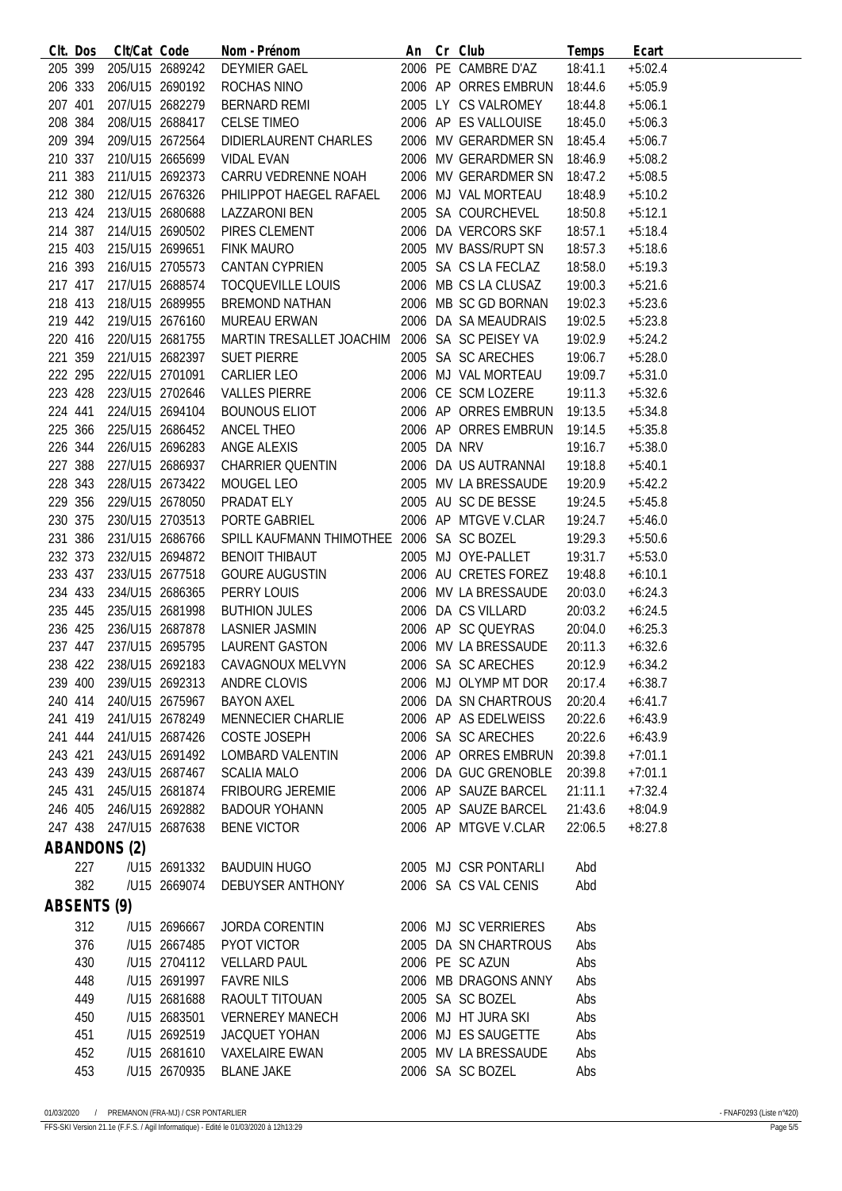| Clt. | Dos | Clt/Cat | Code | Nom - Prénom | An | Cr | Club | Temps | Ecart |
|---|---|---|---|---|---|---|---|---|---|
| 205 | 399 | 205/U15 | 2689242 | DEYMIER GAEL | 2006 | PE | CAMBRE D'AZ | 18:41.1 | +5:02.4 |
| 206 | 333 | 206/U15 | 2690192 | ROCHAS NINO | 2006 | AP | ORRES EMBRUN | 18:44.6 | +5:05.9 |
| 207 | 401 | 207/U15 | 2682279 | BERNARD REMI | 2005 | LY | CS VALROMEY | 18:44.8 | +5:06.1 |
| 208 | 384 | 208/U15 | 2688417 | CELSE TIMEO | 2006 | AP | ES VALLOUISE | 18:45.0 | +5:06.3 |
| 209 | 394 | 209/U15 | 2672564 | DIDIERLAURENT CHARLES | 2006 | MV | GERARDMER SN | 18:45.4 | +5:06.7 |
| 210 | 337 | 210/U15 | 2665699 | VIDAL EVAN | 2006 | MV | GERARDMER SN | 18:46.9 | +5:08.2 |
| 211 | 383 | 211/U15 | 2692373 | CARRU VEDRENNE NOAH | 2006 | MV | GERARDMER SN | 18:47.2 | +5:08.5 |
| 212 | 380 | 212/U15 | 2676326 | PHILIPPOT HAEGEL RAFAEL | 2006 | MJ | VAL MORTEAU | 18:48.9 | +5:10.2 |
| 213 | 424 | 213/U15 | 2680688 | LAZZARONI BEN | 2005 | SA | COURCHEVEL | 18:50.8 | +5:12.1 |
| 214 | 387 | 214/U15 | 2690502 | PIRES CLEMENT | 2006 | DA | VERCORS SKF | 18:57.1 | +5:18.4 |
| 215 | 403 | 215/U15 | 2699651 | FINK MAURO | 2005 | MV | BASS/RUPT SN | 18:57.3 | +5:18.6 |
| 216 | 393 | 216/U15 | 2705573 | CANTAN CYPRIEN | 2005 | SA | CS LA FECLAZ | 18:58.0 | +5:19.3 |
| 217 | 417 | 217/U15 | 2688574 | TOCQUEVILLE LOUIS | 2006 | MB | CS LA CLUSAZ | 19:00.3 | +5:21.6 |
| 218 | 413 | 218/U15 | 2689955 | BREMOND NATHAN | 2006 | MB | SC GD BORNAN | 19:02.3 | +5:23.6 |
| 219 | 442 | 219/U15 | 2676160 | MUREAU ERWAN | 2006 | DA | SA MEAUDRAIS | 19:02.5 | +5:23.8 |
| 220 | 416 | 220/U15 | 2681755 | MARTIN TRESALLET JOACHIM | 2006 | SA | SC PEISEY VA | 19:02.9 | +5:24.2 |
| 221 | 359 | 221/U15 | 2682397 | SUET PIERRE | 2005 | SA | SC ARECHES | 19:06.7 | +5:28.0 |
| 222 | 295 | 222/U15 | 2701091 | CARLIER LEO | 2006 | MJ | VAL MORTEAU | 19:09.7 | +5:31.0 |
| 223 | 428 | 223/U15 | 2702646 | VALLES PIERRE | 2006 | CE | SCM LOZERE | 19:11.3 | +5:32.6 |
| 224 | 441 | 224/U15 | 2694104 | BOUNOUS ELIOT | 2006 | AP | ORRES EMBRUN | 19:13.5 | +5:34.8 |
| 225 | 366 | 225/U15 | 2686452 | ANCEL THEO | 2006 | AP | ORRES EMBRUN | 19:14.5 | +5:35.8 |
| 226 | 344 | 226/U15 | 2696283 | ANGE ALEXIS | 2005 | DA | NRV | 19:16.7 | +5:38.0 |
| 227 | 388 | 227/U15 | 2686937 | CHARRIER QUENTIN | 2006 | DA | US AUTRANNAI | 19:18.8 | +5:40.1 |
| 228 | 343 | 228/U15 | 2673422 | MOUGEL LEO | 2005 | MV | LA BRESSAUDE | 19:20.9 | +5:42.2 |
| 229 | 356 | 229/U15 | 2678050 | PRADAT ELY | 2005 | AU | SC DE BESSE | 19:24.5 | +5:45.8 |
| 230 | 375 | 230/U15 | 2703513 | PORTE GABRIEL | 2006 | AP | MTGVE V.CLAR | 19:24.7 | +5:46.0 |
| 231 | 386 | 231/U15 | 2686766 | SPILL KAUFMANN THIMOTHEE | 2006 | SA | SC BOZEL | 19:29.3 | +5:50.6 |
| 232 | 373 | 232/U15 | 2694872 | BENOIT THIBAUT | 2005 | MJ | OYE-PALLET | 19:31.7 | +5:53.0 |
| 233 | 437 | 233/U15 | 2677518 | GOURE AUGUSTIN | 2006 | AU | CRETES FOREZ | 19:48.8 | +6:10.1 |
| 234 | 433 | 234/U15 | 2686365 | PERRY LOUIS | 2006 | MV | LA BRESSAUDE | 20:03.0 | +6:24.3 |
| 235 | 445 | 235/U15 | 2681998 | BUTHION JULES | 2006 | DA | CS VILLARD | 20:03.2 | +6:24.5 |
| 236 | 425 | 236/U15 | 2687878 | LASNIER JASMIN | 2006 | AP | SC QUEYRAS | 20:04.0 | +6:25.3 |
| 237 | 447 | 237/U15 | 2695795 | LAURENT GASTON | 2006 | MV | LA BRESSAUDE | 20:11.3 | +6:32.6 |
| 238 | 422 | 238/U15 | 2692183 | CAVAGNOUX MELVYN | 2006 | SA | SC ARECHES | 20:12.9 | +6:34.2 |
| 239 | 400 | 239/U15 | 2692313 | ANDRE CLOVIS | 2006 | MJ | OLYMP MT DOR | 20:17.4 | +6:38.7 |
| 240 | 414 | 240/U15 | 2675967 | BAYON AXEL | 2006 | DA | SN CHARTROUS | 20:20.4 | +6:41.7 |
| 241 | 419 | 241/U15 | 2678249 | MENNECIER CHARLIE | 2006 | AP | AS EDELWEISS | 20:22.6 | +6:43.9 |
| 241 | 444 | 241/U15 | 2687426 | COSTE JOSEPH | 2006 | SA | SC ARECHES | 20:22.6 | +6:43.9 |
| 243 | 421 | 243/U15 | 2691492 | LOMBARD VALENTIN | 2006 | AP | ORRES EMBRUN | 20:39.8 | +7:01.1 |
| 243 | 439 | 243/U15 | 2687467 | SCALIA MALO | 2006 | DA | GUC GRENOBLE | 20:39.8 | +7:01.1 |
| 245 | 431 | 245/U15 | 2681874 | FRIBOURG JEREMIE | 2006 | AP | SAUZE BARCEL | 21:11.1 | +7:32.4 |
| 246 | 405 | 246/U15 | 2692882 | BADOUR YOHANN | 2005 | AP | SAUZE BARCEL | 21:43.6 | +8:04.9 |
| 247 | 438 | 247/U15 | 2687638 | BENE VICTOR | 2006 | AP | MTGVE V.CLAR | 22:06.5 | +8:27.8 |

**ABANDONS (2)**

| Dos | Clt/Cat | Code | Nom - Prénom | An | Cr | Club | Temps |
|---|---|---|---|---|---|---|---|
| 227 | /U15 | 2691332 | BAUDUIN HUGO | 2005 | MJ | CSR PONTARLI | Abd |
| 382 | /U15 | 2669074 | DEBUYSER ANTHONY | 2006 | SA | CS VAL CENIS | Abd |

**ABSENTS (9)**

| Dos | Clt/Cat | Code | Nom - Prénom | An | Cr | Club | Temps |
|---|---|---|---|---|---|---|---|
| 312 | /U15 | 2696667 | JORDA CORENTIN | 2006 | MJ | SC VERRIERES | Abs |
| 376 | /U15 | 2667485 | PYOT VICTOR | 2005 | DA | SN CHARTROUS | Abs |
| 430 | /U15 | 2704112 | VELLARD PAUL | 2006 | PE | SC AZUN | Abs |
| 448 | /U15 | 2691997 | FAVRE NILS | 2006 | MB | DRAGONS ANNY | Abs |
| 449 | /U15 | 2681688 | RAOULT TITOUAN | 2005 | SA | SC BOZEL | Abs |
| 450 | /U15 | 2683501 | VERNEREY MANECH | 2006 | MJ | HT JURA SKI | Abs |
| 451 | /U15 | 2692519 | JACQUET YOHAN | 2006 | MJ | ES SAUGETTE | Abs |
| 452 | /U15 | 2681610 | VAXELAIRE EWAN | 2005 | MV | LA BRESSAUDE | Abs |
| 453 | /U15 | 2670935 | BLANE JAKE | 2006 | SA | SC BOZEL | Abs |